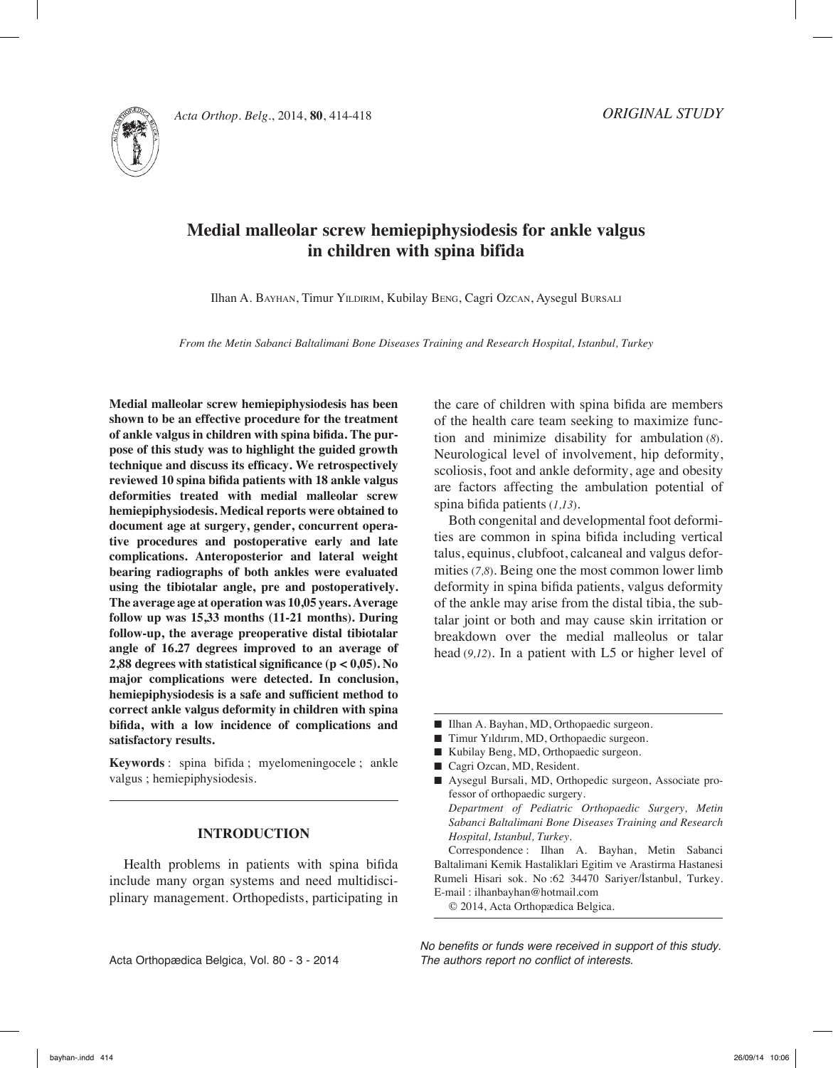ORIGINAL STUDY

# Medial malleolar screw hemiepiphysiodesis for ankle valgus in children with spina bifida

Ilhan A. Bayhan, Timur Yildirim, Kubilay Beng, Cagri Ozcan, Aysegul Bursali

*From the Metin Sabanci Baltalimani Bone Diseases Training and Research Hospital, Istanbul, Turkey*

**Medial malleolar screw hemiepiphysiodesis has been shown to be an effective procedure for the treatment of ankle valgus in children with spina bifida. The purpose of this study was to highlight the guided growth technique and discuss its efficacy. We retrospectively reviewed 10 spina bifida patients with 18 ankle valgus deformities treated with medial malleolar screw hemiepiphysiodesis. Medical reports were obtained to document age at surgery, gender, concurrent operative procedures and postoperative early and late complications. Anteroposterior and lateral weight bearing radiographs of both ankles were evaluated using the tibiotalar angle, pre and postoperatively. The average age at operation was 10,05 years. Average follow up was 15,33 months (11-21 months). During follow-up, the average preoperative distal tibiotalar angle of 16.27 degrees improved to an average of 2,88 degrees with statistical significance ($p < 0,05$). No major complications were detected. In conclusion, hemiepiphysiodesis is a safe and sufficient method to correct ankle valgus deformity in children with spina bifida, with a low incidence of complications and satisfactory results.**

**Keywords** : spina bifida ; myelomeningocele ; ankle valgus ; hemiepiphysiodesis.

## INTRODUCTION

Health problems in patients with spina bifida include many organ systems and need multidisciplinary management. Orthopedists, participating in the care of children with spina bifida are members of the health care team seeking to maximize function and minimize disability for ambulation (*8*). Neurological level of involvement, hip deformity, scoliosis, foot and ankle deformity, age and obesity are factors affecting the ambulation potential of spina bifida patients (*1,13*).

Both congenital and developmental foot deformities are common in spina bifida including vertical talus, equinus, clubfoot, calcaneal and valgus deformities (*7,8*). Being one the most common lower limb deformity in spina bifida patients, valgus deformity of the ankle may arise from the distal tibia, the subtalar joint or both and may cause skin irritation or breakdown over the medial malleolus or talar head (*9,12*). In a patient with L5 or higher level of

- Ilhan A. Bayhan, MD, Orthopaedic surgeon.
- Timur Yıldırım, MD, Orthopaedic surgeon.
- Kubilay Beng, MD, Orthopaedic surgeon.
- Cagri Ozcan, MD, Resident.
- Aysegul Bursali, MD, Orthopedic surgeon, Associate professor of orthopaedic surgery.

*Department of Pediatric Orthopaedic Surgery, Metin Sabanci Baltalimani Bone Diseases Training and Research Hospital, Istanbul, Turkey.*

Correspondence : Ilhan A. Bayhan, Metin Sabanci Baltalimani Kemik Hastaliklari Egitim ve Arastirma Hastanesi Rumeli Hisari sok. No :62 34470 Sariyer/İstanbul, Turkey. E-mail : ilhanbayhan@hotmail.com

© 2014, Acta Orthopædica Belgica.

*No benefits or funds were received in support of this study. The authors report no conflict of interests.*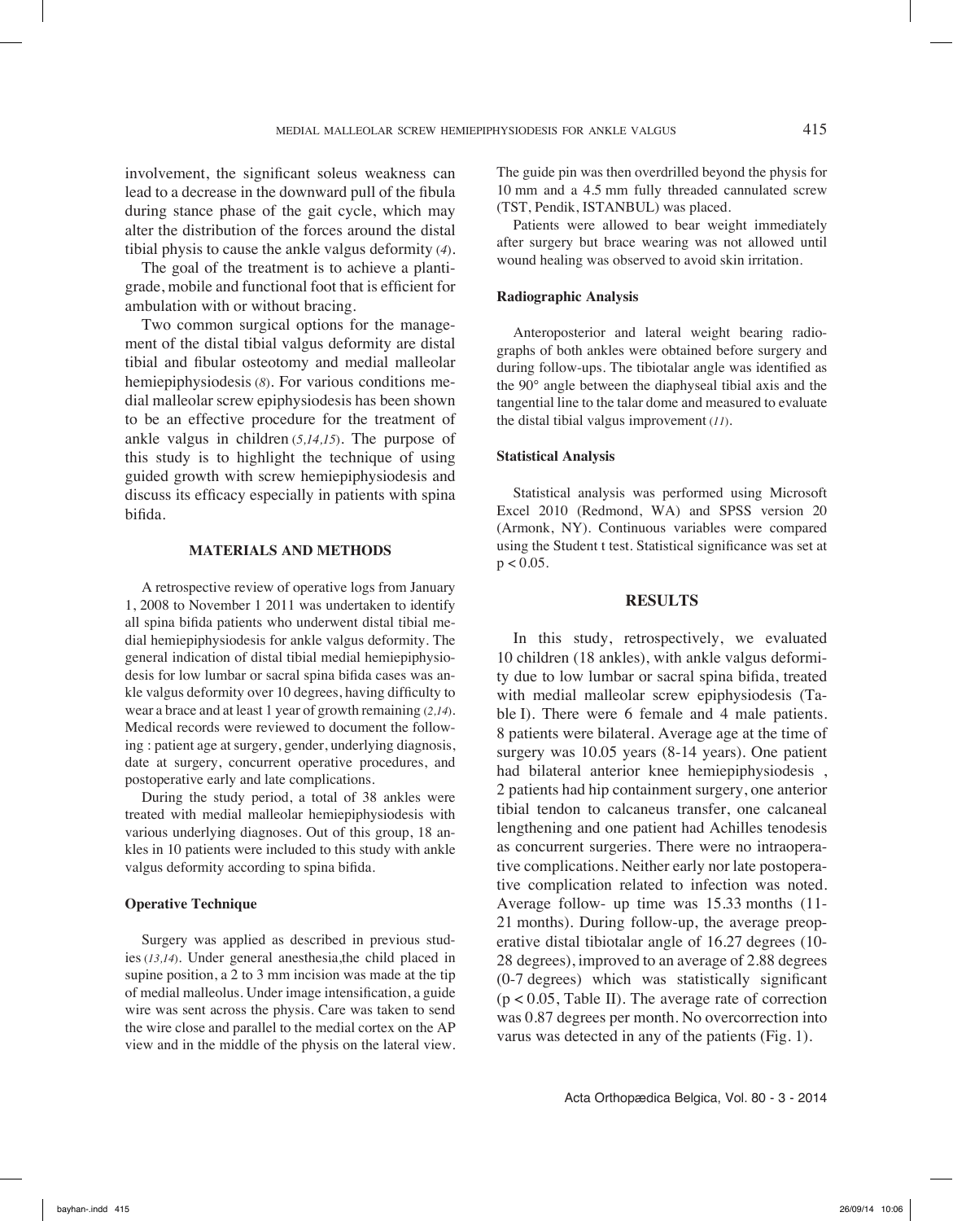involvement, the significant soleus weakness can lead to a decrease in the downward pull of the fibula during stance phase of the gait cycle, which may alter the distribution of the forces around the distal tibial physis to cause the ankle valgus deformity (4).

The goal of the treatment is to achieve a plantigrade, mobile and functional foot that is efficient for ambulation with or without bracing.

Two common surgical options for the management of the distal tibial valgus deformity are distal tibial and fibular osteotomy and medial malleolar hemiepiphysiodesis (8). For various conditions medial malleolar screw epiphysiodesis has been shown to be an effective procedure for the treatment of ankle valgus in children (5,14,15). The purpose of this study is to highlight the technique of using guided growth with screw hemiepiphysiodesis and discuss its efficacy especially in patients with spina bifida.

## MATERIALS AND METHODS

A retrospective review of operative logs from January 1, 2008 to November 1 2011 was undertaken to identify all spina bifida patients who underwent distal tibial medial hemiepiphysiodesis for ankle valgus deformity. The general indication of distal tibial medial hemiepiphysiodesis for low lumbar or sacral spina bifida cases was ankle valgus deformity over 10 degrees, having difficulty to wear a brace and at least 1 year of growth remaining (2,14). Medical records were reviewed to document the following : patient age at surgery, gender, underlying diagnosis, date at surgery, concurrent operative procedures, and postoperative early and late complications.

During the study period, a total of 38 ankles were treated with medial malleolar hemiepiphysiodesis with various underlying diagnoses. Out of this group, 18 ankles in 10 patients were included to this study with ankle valgus deformity according to spina bifida.

### Operative Technique

Surgery was applied as described in previous studies (13,14). Under general anesthesia,the child placed in supine position, a 2 to 3 mm incision was made at the tip of medial malleolus. Under image intensification, a guide wire was sent across the physis. Care was taken to send the wire close and parallel to the medial cortex on the AP view and in the middle of the physis on the lateral view. The guide pin was then overdrilled beyond the physis for 10 mm and a 4.5 mm fully threaded cannulated screw (TST, Pendik, ISTANBUL) was placed.

Patients were allowed to bear weight immediately after surgery but brace wearing was not allowed until wound healing was observed to avoid skin irritation.

### Radiographic Analysis

Anteroposterior and lateral weight bearing radiographs of both ankles were obtained before surgery and during follow-ups. The tibiotalar angle was identified as the 90° angle between the diaphyseal tibial axis and the tangential line to the talar dome and measured to evaluate the distal tibial valgus improvement (11).

### Statistical Analysis

Statistical analysis was performed using Microsoft Excel 2010 (Redmond, WA) and SPSS version 20 (Armonk, NY). Continuous variables were compared using the Student t test. Statistical significance was set at $p < 0.05$.

## RESULTS

In this study, retrospectively, we evaluated 10 children (18 ankles), with ankle valgus deformity due to low lumbar or sacral spina bifida, treated with medial malleolar screw epiphysiodesis (Table I). There were 6 female and 4 male patients. 8 patients were bilateral. Average age at the time of surgery was 10.05 years (8-14 years). One patient had bilateral anterior knee hemiepiphysiodesis , 2 patients had hip containment surgery, one anterior tibial tendon to calcaneus transfer, one calcaneal lengthening and one patient had Achilles tenodesis as concurrent surgeries. There were no intraoperative complications. Neither early nor late postoperative complication related to infection was noted. Average follow- up time was 15.33 months (11-21 months). During follow-up, the average preoperative distal tibiotalar angle of 16.27 degrees (10-28 degrees), improved to an average of 2.88 degrees (0-7 degrees) which was statistically significant ($p < 0.05$, Table II). The average rate of correction was 0.87 degrees per month. No overcorrection into varus was detected in any of the patients (Fig. 1).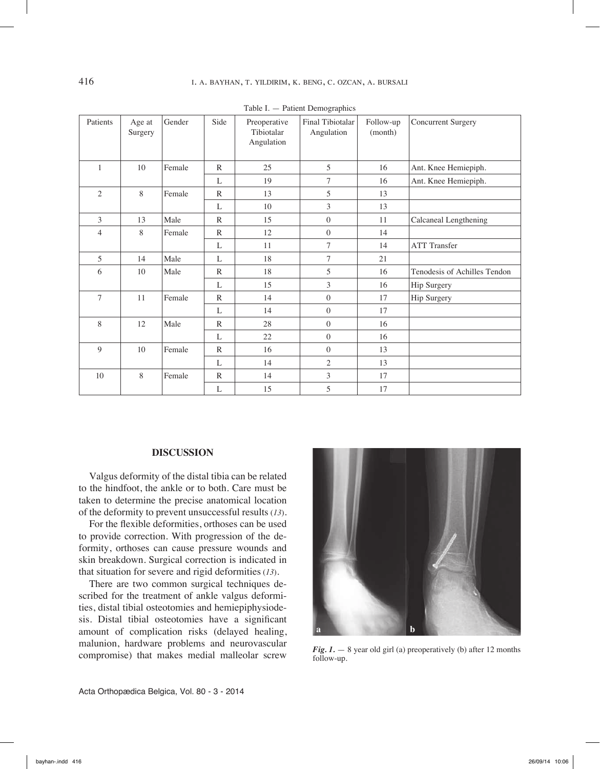Table I. — Patient Demographics

| Patients | Age at Surgery | Gender | Side | Preoperative Tibiotalar Angulation | Final Tibiotalar Angulation | Follow-up (month) | Concurrent Surgery |
|---|---|---|---|---|---|---|---|
| 1 | 10 | Female | R | 25 | 5 | 16 | Ant. Knee Hemiepiph. |
| | | | L | 19 | 7 | 16 | Ant. Knee Hemiepiph. |
| 2 | 8 | Female | R | 13 | 5 | 13 | |
| | | | L | 10 | 3 | 13 | |
| 3 | 13 | Male | R | 15 | 0 | 11 | Calcaneal Lengthening |
| 4 | 8 | Female | R | 12 | 0 | 14 | |
| | | | L | 11 | 7 | 14 | ATT Transfer |
| 5 | 14 | Male | L | 18 | 7 | 21 | |
| 6 | 10 | Male | R | 18 | 5 | 16 | Tenodesis of Achilles Tendon |
| | | | L | 15 | 3 | 16 | Hip Surgery |
| 7 | 11 | Female | R | 14 | 0 | 17 | Hip Surgery |
| | | | L | 14 | 0 | 17 | |
| 8 | 12 | Male | R | 28 | 0 | 16 | |
| | | | L | 22 | 0 | 16 | |
| 9 | 10 | Female | R | 16 | 0 | 13 | |
| | | | L | 14 | 2 | 13 | |
| 10 | 8 | Female | R | 14 | 3 | 17 | |
| | | | L | 15 | 5 | 17 | |

## DISCUSSION

Valgus deformity of the distal tibia can be related to the hindfoot, the ankle or to both. Care must be taken to determine the precise anatomical location of the deformity to prevent unsuccessful results (*13*).

For the flexible deformities, orthoses can be used to provide correction. With progression of the deformity, orthoses can cause pressure wounds and skin breakdown. Surgical correction is indicated in that situation for severe and rigid deformities (*13*).

There are two common surgical techniques described for the treatment of ankle valgus deformities, distal tibial osteotomies and hemiepiphysiodesis. Distal tibial osteotomies have a significant amount of complication risks (delayed healing, malunion, hardware problems and neurovascular compromise) that makes medial malleolar screw

***Fig. 1.*** — 8 year old girl (a) preoperatively (b) after 12 months follow-up.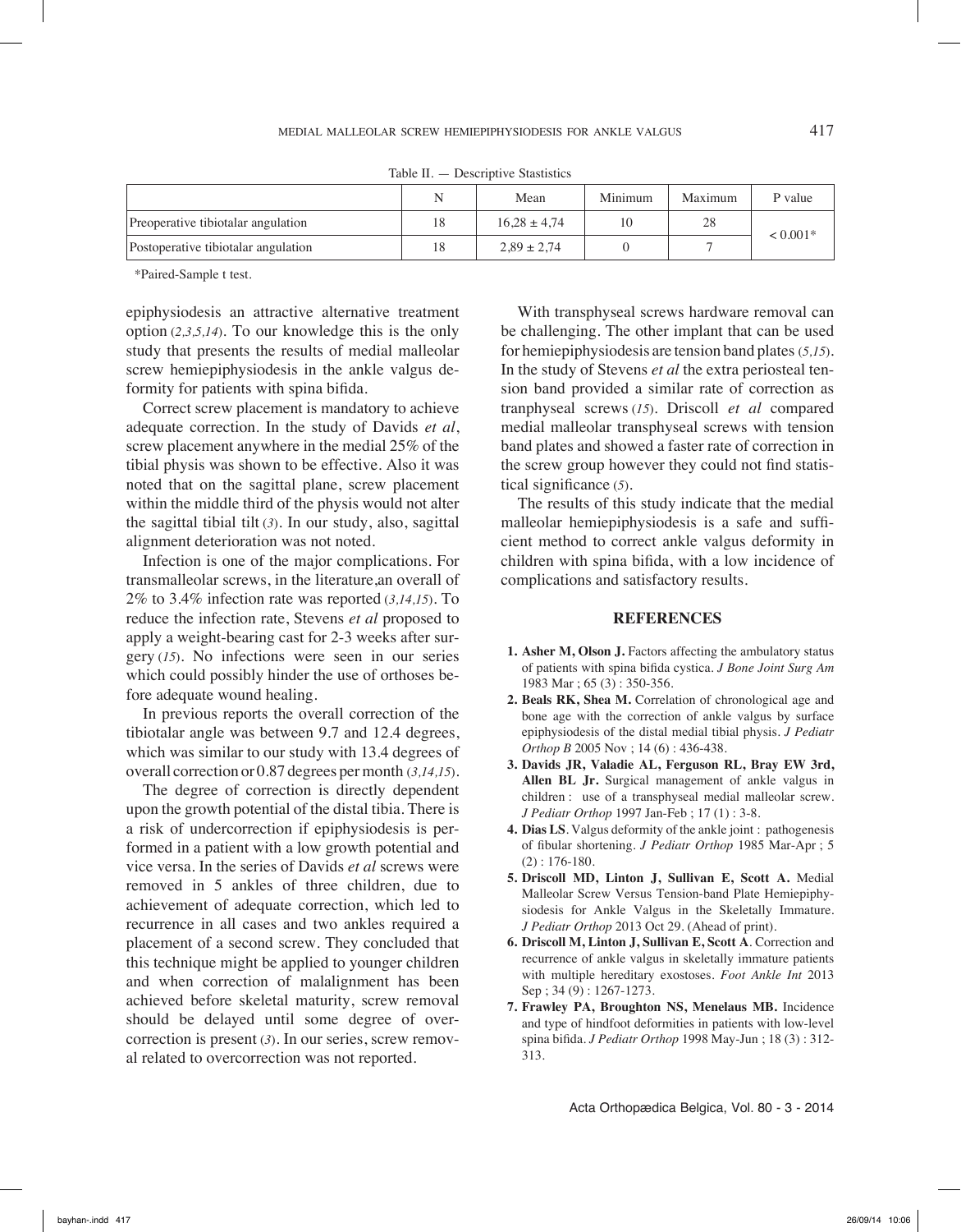Table II. — Descriptive Stastistics

| | N | Mean | Minimum | Maximum | P value |
|---|---|---|---|---|---|
| Preoperative tibiotalar angulation | 18 | 16,28 ± 4,74 | 10 | 28 | < 0.001* |
| Postoperative tibiotalar angulation | 18 | 2,89 ± 2,74 | 0 | 7 | |

*Paired-Sample t test.

epiphysiodesis an attractive alternative treatment option (*2,3,5,14*). To our knowledge this is the only study that presents the results of medial malleolar screw hemiepiphysiodesis in the ankle valgus deformity for patients with spina bifida.

Correct screw placement is mandatory to achieve adequate correction. In the study of Davids *et al*, screw placement anywhere in the medial 25% of the tibial physis was shown to be effective. Also it was noted that on the sagittal plane, screw placement within the middle third of the physis would not alter the sagittal tibial tilt (*3*). In our study, also, sagittal alignment deterioration was not noted.

Infection is one of the major complications. For transmalleolar screws, in the literature,an overall of 2% to 3.4% infection rate was reported (*3,14,15*). To reduce the infection rate, Stevens *et al* proposed to apply a weight-bearing cast for 2-3 weeks after surgery (*15*). No infections were seen in our series which could possibly hinder the use of orthoses before adequate wound healing.

In previous reports the overall correction of the tibiotalar angle was between 9.7 and 12.4 degrees, which was similar to our study with 13.4 degrees of overall correction or 0.87 degrees per month (*3,14,15*).

The degree of correction is directly dependent upon the growth potential of the distal tibia. There is a risk of undercorrection if epiphysiodesis is performed in a patient with a low growth potential and vice versa. In the series of Davids *et al* screws were removed in 5 ankles of three children, due to achievement of adequate correction, which led to recurrence in all cases and two ankles required a placement of a second screw. They concluded that this technique might be applied to younger children and when correction of malalignment has been achieved before skeletal maturity, screw removal should be delayed until some degree of overcorrection is present (*3*). In our series, screw removal related to overcorrection was not reported.

With transphyseal screws hardware removal can be challenging. The other implant that can be used for hemiepiphysiodesis are tension band plates (*5,15*). In the study of Stevens *et al* the extra periosteal tension band provided a similar rate of correction as tranphyseal screws (*15*). Driscoll *et al* compared medial malleolar transphyseal screws with tension band plates and showed a faster rate of correction in the screw group however they could not find statistical significance (*5*).

The results of this study indicate that the medial malleolar hemiepiphysiodesis is a safe and sufficient method to correct ankle valgus deformity in children with spina bifida, with a low incidence of complications and satisfactory results.

## REFERENCES

1. **Asher M, Olson J.** Factors affecting the ambulatory status of patients with spina bifida cystica. *J Bone Joint Surg Am* 1983 Mar ; 65 (3) : 350-356.
2. **Beals RK, Shea M.** Correlation of chronological age and bone age with the correction of ankle valgus by surface epiphysiodesis of the distal medial tibial physis. *J Pediatr Orthop B* 2005 Nov ; 14 (6) : 436-438.
3. **Davids JR, Valadie AL, Ferguson RL, Bray EW 3rd, Allen BL Jr.** Surgical management of ankle valgus in children : use of a transphyseal medial malleolar screw. *J Pediatr Orthop* 1997 Jan-Feb ; 17 (1) : 3-8.
4. **Dias LS**. Valgus deformity of the ankle joint : pathogenesis of fibular shortening. *J Pediatr Orthop* 1985 Mar-Apr ; 5 (2) : 176-180.
5. **Driscoll MD, Linton J, Sullivan E, Scott A.** Medial Malleolar Screw Versus Tension-band Plate Hemiepiphysiodesis for Ankle Valgus in the Skeletally Immature. *J Pediatr Orthop* 2013 Oct 29. (Ahead of print).
6. **Driscoll M, Linton J, Sullivan E, Scott A**. Correction and recurrence of ankle valgus in skeletally immature patients with multiple hereditary exostoses. *Foot Ankle Int* 2013 Sep ; 34 (9) : 1267-1273.
7. **Frawley PA, Broughton NS, Menelaus MB.** Incidence and type of hindfoot deformities in patients with low-level spina bifida. *J Pediatr Orthop* 1998 May-Jun ; 18 (3) : 312-313.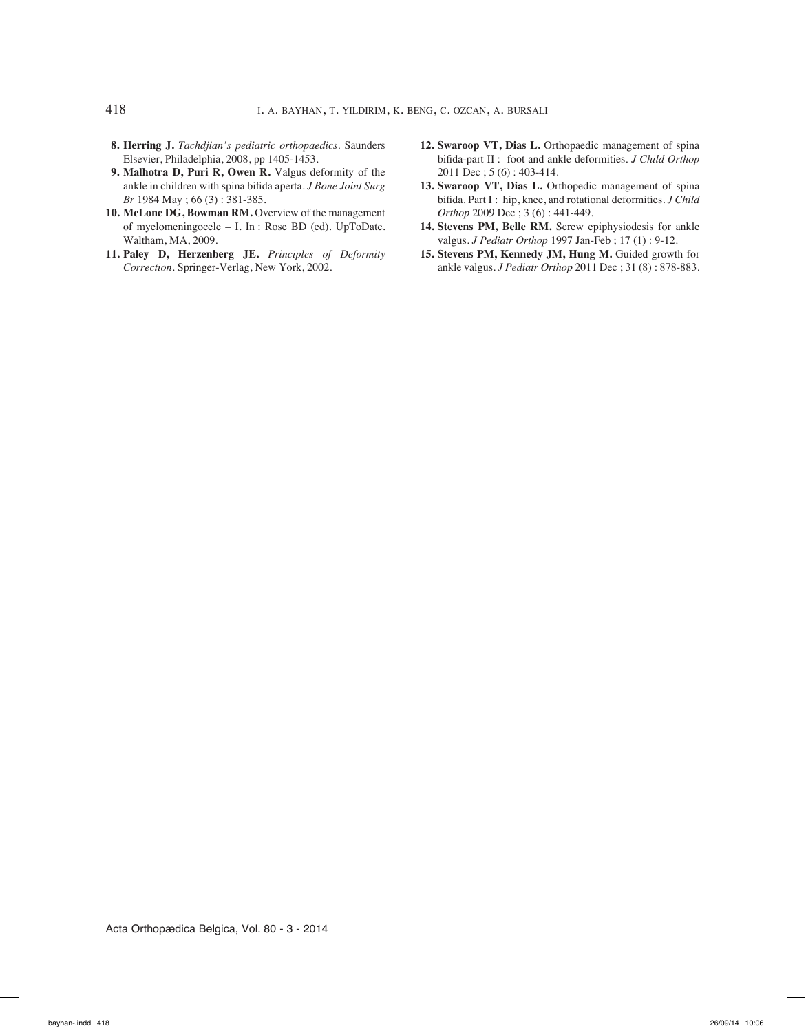8. **Herring J.** *Tachdjian's pediatric orthopaedics*. Saunders Elsevier, Philadelphia, 2008, pp 1405-1453.
9. **Malhotra D, Puri R, Owen R.** Valgus deformity of the ankle in children with spina bifida aperta. *J Bone Joint Surg Br* 1984 May ; 66 (3) : 381-385.
10. **McLone DG, Bowman RM.** Overview of the management of myelomeningocele – I. In : Rose BD (ed). UpToDate. Waltham, MA, 2009.
11. **Paley D, Herzenberg JE.** *Principles of Deformity Correction*. Springer-Verlag, New York, 2002.
12. **Swaroop VT, Dias L.** Orthopaedic management of spina bifida-part II : foot and ankle deformities. *J Child Orthop* 2011 Dec ; 5 (6) : 403-414.
13. **Swaroop VT, Dias L.** Orthopedic management of spina bifida. Part I : hip, knee, and rotational deformities. *J Child Orthop* 2009 Dec ; 3 (6) : 441-449.
14. **Stevens PM, Belle RM.** Screw epiphysiodesis for ankle valgus. *J Pediatr Orthop* 1997 Jan-Feb ; 17 (1) : 9-12.
15. **Stevens PM, Kennedy JM, Hung M.** Guided growth for ankle valgus. *J Pediatr Orthop* 2011 Dec ; 31 (8) : 878-883.